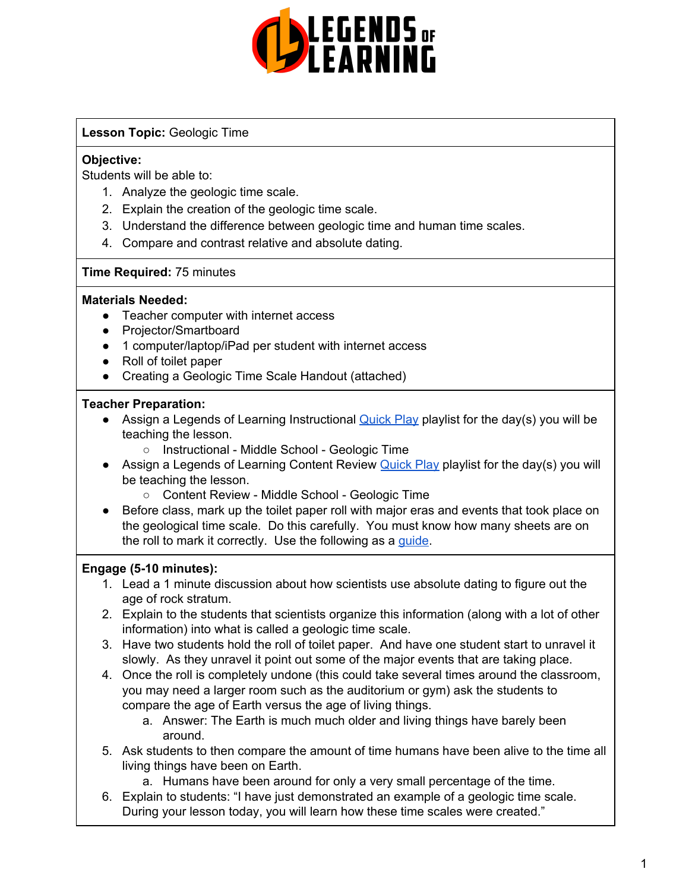**Lesson Topic:** Geologic Time

**Objective:**

Students will be able to:

1. Analyze the geologic time scale.
2. Explain the creation of the geologic time scale.
3. Understand the difference between geologic time and human time scales.
4. Compare and contrast relative and absolute dating.

**Time Required:** 75 minutes

**Materials Needed:**

- Teacher computer with internet access
- Projector/Smartboard
- 1 computer/laptop/iPad per student with internet access
- Roll of toilet paper
- Creating a Geologic Time Scale Handout (attached)

**Teacher Preparation:**

- Assign a Legends of Learning Instructional Quick Play playlist for the day(s) you will be teaching the lesson.
  - Instructional - Middle School - Geologic Time
- Assign a Legends of Learning Content Review Quick Play playlist for the day(s) you will be teaching the lesson.
  - Content Review - Middle School - Geologic Time
- Before class, mark up the toilet paper roll with major eras and events that took place on the geological time scale. Do this carefully. You must know how many sheets are on the roll to mark it correctly. Use the following as a guide.

**Engage (5-10 minutes):**

1. Lead a 1 minute discussion about how scientists use absolute dating to figure out the age of rock stratum.
2. Explain to the students that scientists organize this information (along with a lot of other information) into what is called a geologic time scale.
3. Have two students hold the roll of toilet paper. And have one student start to unravel it slowly. As they unravel it point out some of the major events that are taking place.
4. Once the roll is completely undone (this could take several times around the classroom, you may need a larger room such as the auditorium or gym) ask the students to compare the age of Earth versus the age of living things.
   a. Answer: The Earth is much much older and living things have barely been around.
5. Ask students to then compare the amount of time humans have been alive to the time all living things have been on Earth.
   a. Humans have been around for only a very small percentage of the time.
6. Explain to students: "I have just demonstrated an example of a geologic time scale. During your lesson today, you will learn how these time scales were created."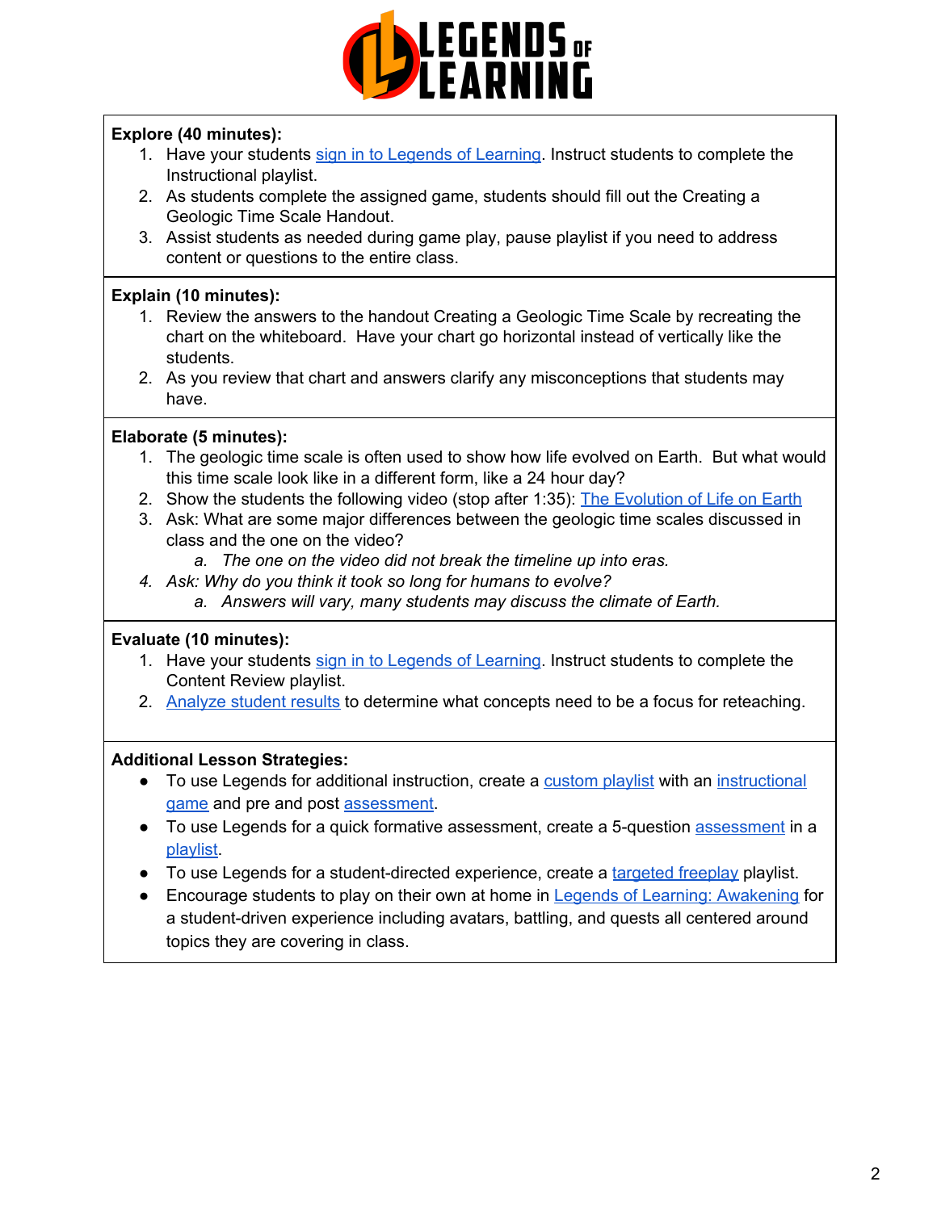**Explore (40 minutes):**

1. Have your students sign in to Legends of Learning. Instruct students to complete the Instructional playlist.
2. As students complete the assigned game, students should fill out the Creating a Geologic Time Scale Handout.
3. Assist students as needed during game play, pause playlist if you need to address content or questions to the entire class.

**Explain (10 minutes):**

1. Review the answers to the handout Creating a Geologic Time Scale by recreating the chart on the whiteboard. Have your chart go horizontal instead of vertically like the students.
2. As you review that chart and answers clarify any misconceptions that students may have.

**Elaborate (5 minutes):**

1. The geologic time scale is often used to show how life evolved on Earth. But what would this time scale look like in a different form, like a 24 hour day?
2. Show the students the following video (stop after 1:35): The Evolution of Life on Earth
3. Ask: What are some major differences between the geologic time scales discussed in class and the one on the video?
   a. *The one on the video did not break the timeline up into eras.*
4. *Ask: Why do you think it took so long for humans to evolve?*
   a. *Answers will vary, many students may discuss the climate of Earth.*

**Evaluate (10 minutes):**

1. Have your students sign in to Legends of Learning. Instruct students to complete the Content Review playlist.
2. Analyze student results to determine what concepts need to be a focus for reteaching.

**Additional Lesson Strategies:**

- To use Legends for additional instruction, create a custom playlist with an instructional game and pre and post assessment.
- To use Legends for a quick formative assessment, create a 5-question assessment in a playlist.
- To use Legends for a student-directed experience, create a targeted freeplay playlist.
- Encourage students to play on their own at home in Legends of Learning: Awakening for a student-driven experience including avatars, battling, and quests all centered around topics they are covering in class.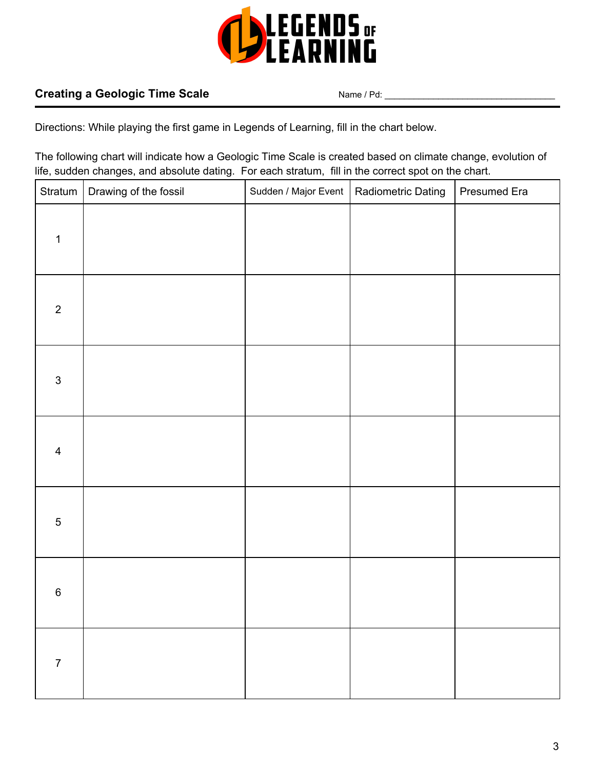**Creating a Geologic Time Scale**

Name / Pd: ___________________________________

Directions: While playing the first game in Legends of Learning, fill in the chart below.

The following chart will indicate how a Geologic Time Scale is created based on climate change, evolution of life, sudden changes, and absolute dating. For each stratum, fill in the correct spot on the chart.

| Stratum | Drawing of the fossil | Sudden / Major Event | Radiometric Dating | Presumed Era |
|---|---|---|---|---|
| 1 | | | | |
| 2 | | | | |
| 3 | | | | |
| 4 | | | | |
| 5 | | | | |
| 6 | | | | |
| 7 | | | | |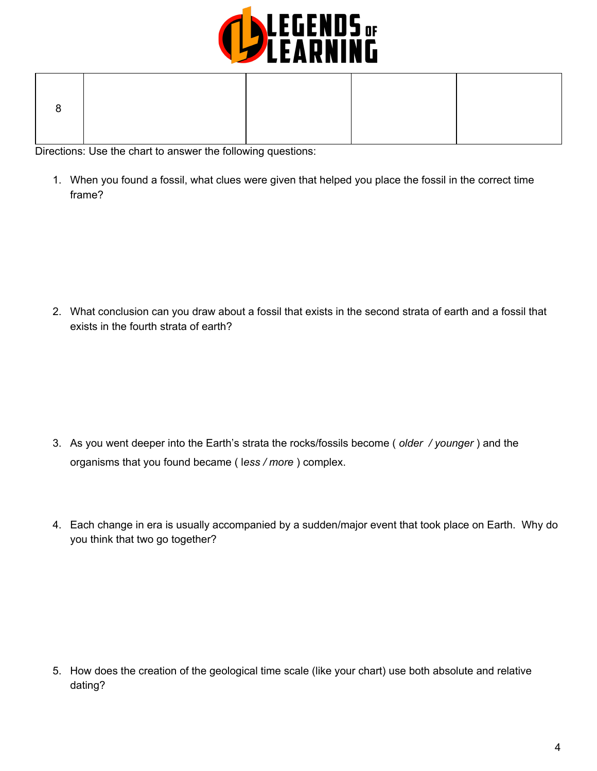| | | | | |
|---|---|---|---|---|
| 8 | | | | |

Directions: Use the chart to answer the following questions:

1. When you found a fossil, what clues were given that helped you place the fossil in the correct time frame?

2. What conclusion can you draw about a fossil that exists in the second strata of earth and a fossil that exists in the fourth strata of earth?

3. As you went deeper into the Earth's strata the rocks/fossils become ( *older / younger* ) and the organisms that you found became ( *less / more* ) complex.

4. Each change in era is usually accompanied by a sudden/major event that took place on Earth. Why do you think that two go together?

5. How does the creation of the geological time scale (like your chart) use both absolute and relative dating?